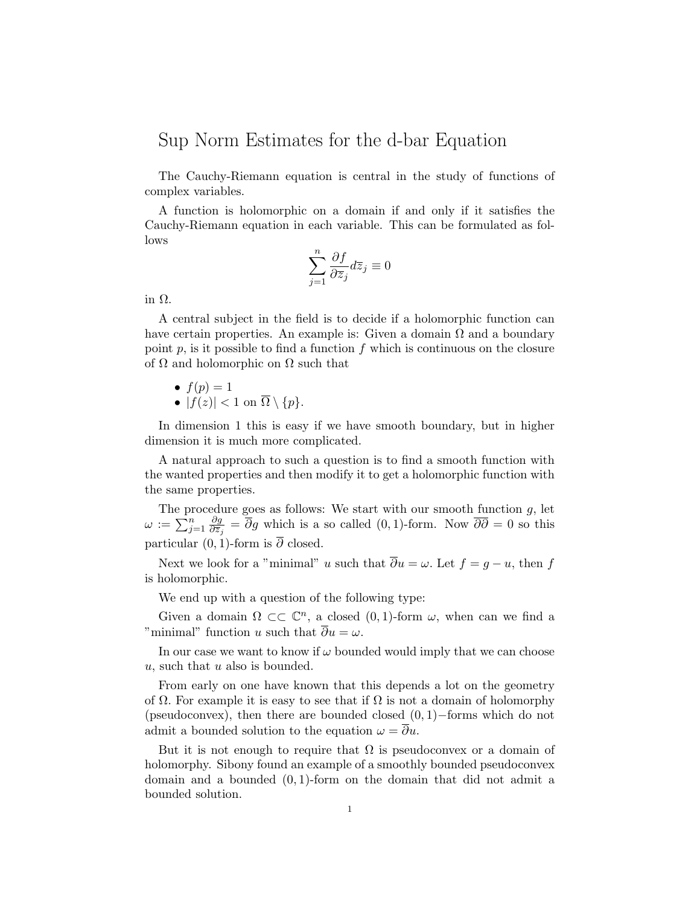# Sup Norm Estimates for the d-bar Equation

The Cauchy-Riemann equation is central in the study of functions of complex variables.

A function is holomorphic on a domain if and only if it satisfies the Cauchy-Riemann equation in each variable. This can be formulated as follows

$$\sum_{j=1}^{n} \frac{\partial f}{\partial \overline{z}_j} d\overline{z}_j \equiv 0$$

in $\Omega$.

A central subject in the field is to decide if a holomorphic function can have certain properties. An example is: Given a domain $\Omega$ and a boundary point $p$, is it possible to find a function $f$ which is continuous on the closure of $\Omega$ and holomorphic on $\Omega$ such that

- $f(p) = 1$
- $|f(z)| < 1$ on $\overline{\Omega} \setminus \{p\}$.

In dimension 1 this is easy if we have smooth boundary, but in higher dimension it is much more complicated.

A natural approach to such a question is to find a smooth function with the wanted properties and then modify it to get a holomorphic function with the same properties.

The procedure goes as follows: We start with our smooth function $g$, let $\omega := \sum_{j=1}^{n} \frac{\partial g}{\partial \overline{z}_j} = \overline{\partial} g$ which is a so called $(0,1)$-form. Now $\overline{\partial}\overline{\partial} = 0$ so this particular $(0,1)$-form is $\overline{\partial}$ closed.

Next we look for a "minimal" $u$ such that $\overline{\partial} u = \omega$. Let $f = g - u$, then $f$ is holomorphic.

We end up with a question of the following type:

Given a domain $\Omega \subset\subset \mathbb{C}^n$, a closed $(0,1)$-form $\omega$, when can we find a "minimal" function $u$ such that $\overline{\partial} u = \omega$.

In our case we want to know if $\omega$ bounded would imply that we can choose $u$, such that $u$ also is bounded.

From early on one have known that this depends a lot on the geometry of $\Omega$. For example it is easy to see that if $\Omega$ is not a domain of holomorphy (pseudoconvex), then there are bounded closed $(0,1)-$forms which do not admit a bounded solution to the equation $\omega = \overline{\partial} u$.

But it is not enough to require that $\Omega$ is pseudoconvex or a domain of holomorphy. Sibony found an example of a smoothly bounded pseudoconvex domain and a bounded $(0,1)$-form on the domain that did not admit a bounded solution.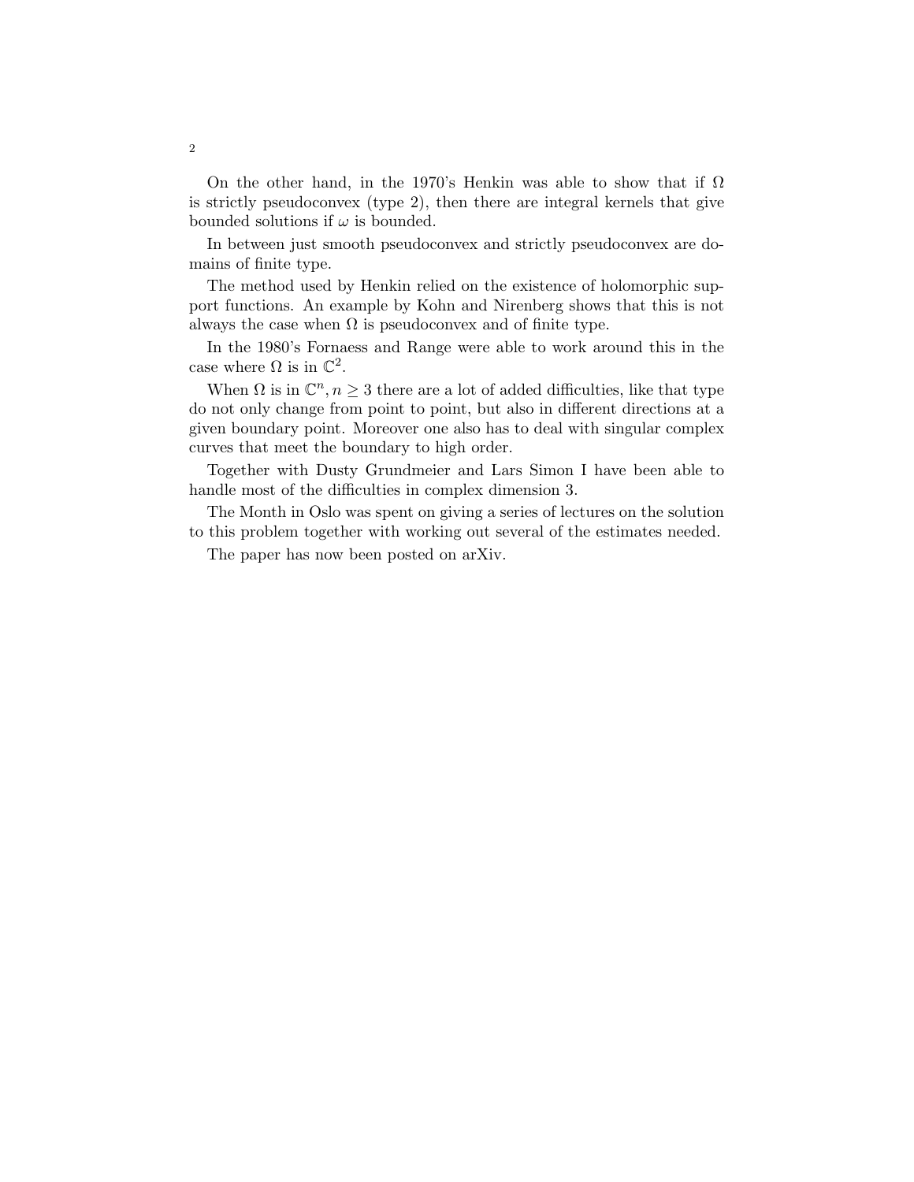On the other hand, in the 1970's Henkin was able to show that if $\Omega$ is strictly pseudoconvex (type 2), then there are integral kernels that give bounded solutions if $\omega$ is bounded.

In between just smooth pseudoconvex and strictly pseudoconvex are domains of finite type.

The method used by Henkin relied on the existence of holomorphic support functions. An example by Kohn and Nirenberg shows that this is not always the case when $\Omega$ is pseudoconvex and of finite type.

In the 1980's Fornaess and Range were able to work around this in the case where $\Omega$ is in $\mathbb{C}^2$.

When $\Omega$ is in $\mathbb{C}^n, n \geq 3$ there are a lot of added difficulties, like that type do not only change from point to point, but also in different directions at a given boundary point. Moreover one also has to deal with singular complex curves that meet the boundary to high order.

Together with Dusty Grundmeier and Lars Simon I have been able to handle most of the difficulties in complex dimension 3.

The Month in Oslo was spent on giving a series of lectures on the solution to this problem together with working out several of the estimates needed.

The paper has now been posted on arXiv.